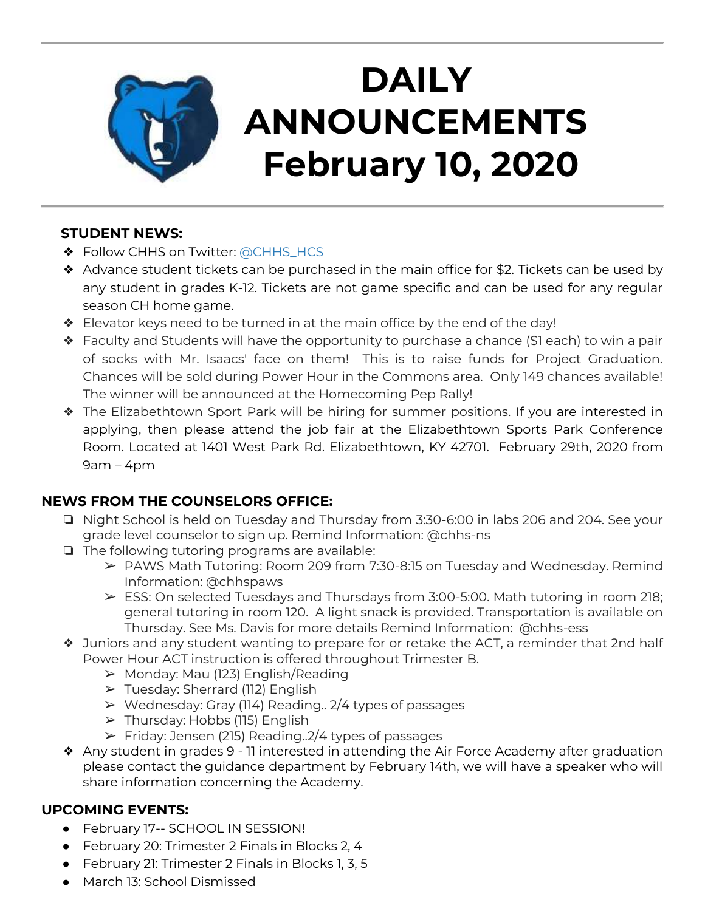# DAILY ANNOUNCEMENTS February 10, 2020

### STUDENT NEWS:

- Follow CHHS on Twitter: @CHHS_HCS
- Advance student tickets can be purchased in the main office for $2. Tickets can be used by any student in grades K-12. Tickets are not game specific and can be used for any regular season CH home game.
- Elevator keys need to be turned in at the main office by the end of the day!
- Faculty and Students will have the opportunity to purchase a chance ($1 each) to win a pair of socks with Mr. Isaacs' face on them! This is to raise funds for Project Graduation. Chances will be sold during Power Hour in the Commons area. Only 149 chances available! The winner will be announced at the Homecoming Pep Rally!
- The Elizabethtown Sport Park will be hiring for summer positions. If you are interested in applying, then please attend the job fair at the Elizabethtown Sports Park Conference Room. Located at 1401 West Park Rd. Elizabethtown, KY 42701. February 29th, 2020 from 9am – 4pm

### NEWS FROM THE COUNSELORS OFFICE:

- Night School is held on Tuesday and Thursday from 3:30-6:00 in labs 206 and 204. See your grade level counselor to sign up. Remind Information: @chhs-ns
- The following tutoring programs are available:
  - PAWS Math Tutoring: Room 209 from 7:30-8:15 on Tuesday and Wednesday. Remind Information: @chhspaws
  - ESS: On selected Tuesdays and Thursdays from 3:00-5:00. Math tutoring in room 218; general tutoring in room 120. A light snack is provided. Transportation is available on Thursday. See Ms. Davis for more details Remind Information: @chhs-ess
- Juniors and any student wanting to prepare for or retake the ACT, a reminder that 2nd half Power Hour ACT instruction is offered throughout Trimester B.
  - Monday: Mau (123) English/Reading
  - Tuesday: Sherrard (112) English
  - Wednesday: Gray (114) Reading.. 2/4 types of passages
  - Thursday: Hobbs (115) English
  - Friday: Jensen (215) Reading..2/4 types of passages
- Any student in grades 9 - 11 interested in attending the Air Force Academy after graduation please contact the guidance department by February 14th, we will have a speaker who will share information concerning the Academy.

### UPCOMING EVENTS:

- February 17-- SCHOOL IN SESSION!
- February 20: Trimester 2 Finals in Blocks 2, 4
- February 21: Trimester 2 Finals in Blocks 1, 3, 5
- March 13: School Dismissed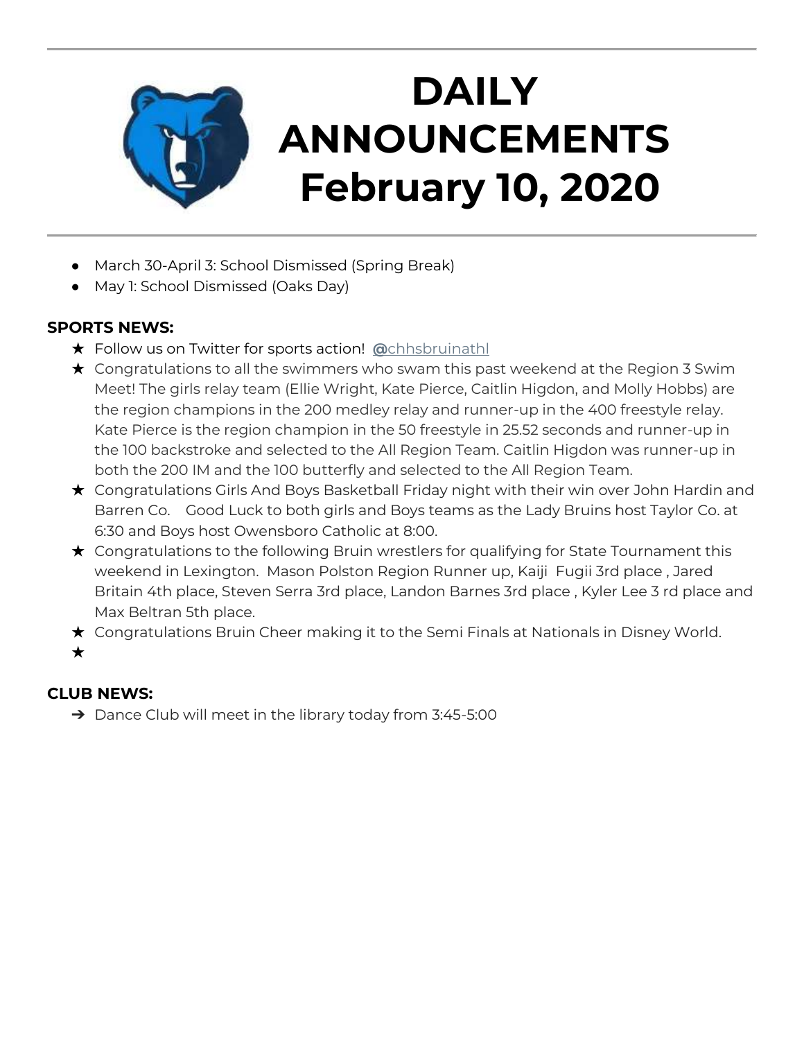# DAILY ANNOUNCEMENTS February 10, 2020

- March 30-April 3: School Dismissed (Spring Break)
- May 1: School Dismissed (Oaks Day)

**SPORTS NEWS:**

- Follow us on Twitter for sports action! @chhsbruinathl
- Congratulations to all the swimmers who swam this past weekend at the Region 3 Swim Meet! The girls relay team (Ellie Wright, Kate Pierce, Caitlin Higdon, and Molly Hobbs) are the region champions in the 200 medley relay and runner-up in the 400 freestyle relay. Kate Pierce is the region champion in the 50 freestyle in 25.52 seconds and runner-up in the 100 backstroke and selected to the All Region Team. Caitlin Higdon was runner-up in both the 200 IM and the 100 butterfly and selected to the All Region Team.
- Congratulations Girls And Boys Basketball Friday night with their win over John Hardin and Barren Co. Good Luck to both girls and Boys teams as the Lady Bruins host Taylor Co. at 6:30 and Boys host Owensboro Catholic at 8:00.
- Congratulations to the following Bruin wrestlers for qualifying for State Tournament this weekend in Lexington. Mason Polston Region Runner up, Kaiji Fugii 3rd place , Jared Britain 4th place, Steven Serra 3rd place, Landon Barnes 3rd place , Kyler Lee 3 rd place and Max Beltran 5th place.
- Congratulations Bruin Cheer making it to the Semi Finals at Nationals in Disney World.

**CLUB NEWS:**

- Dance Club will meet in the library today from 3:45-5:00